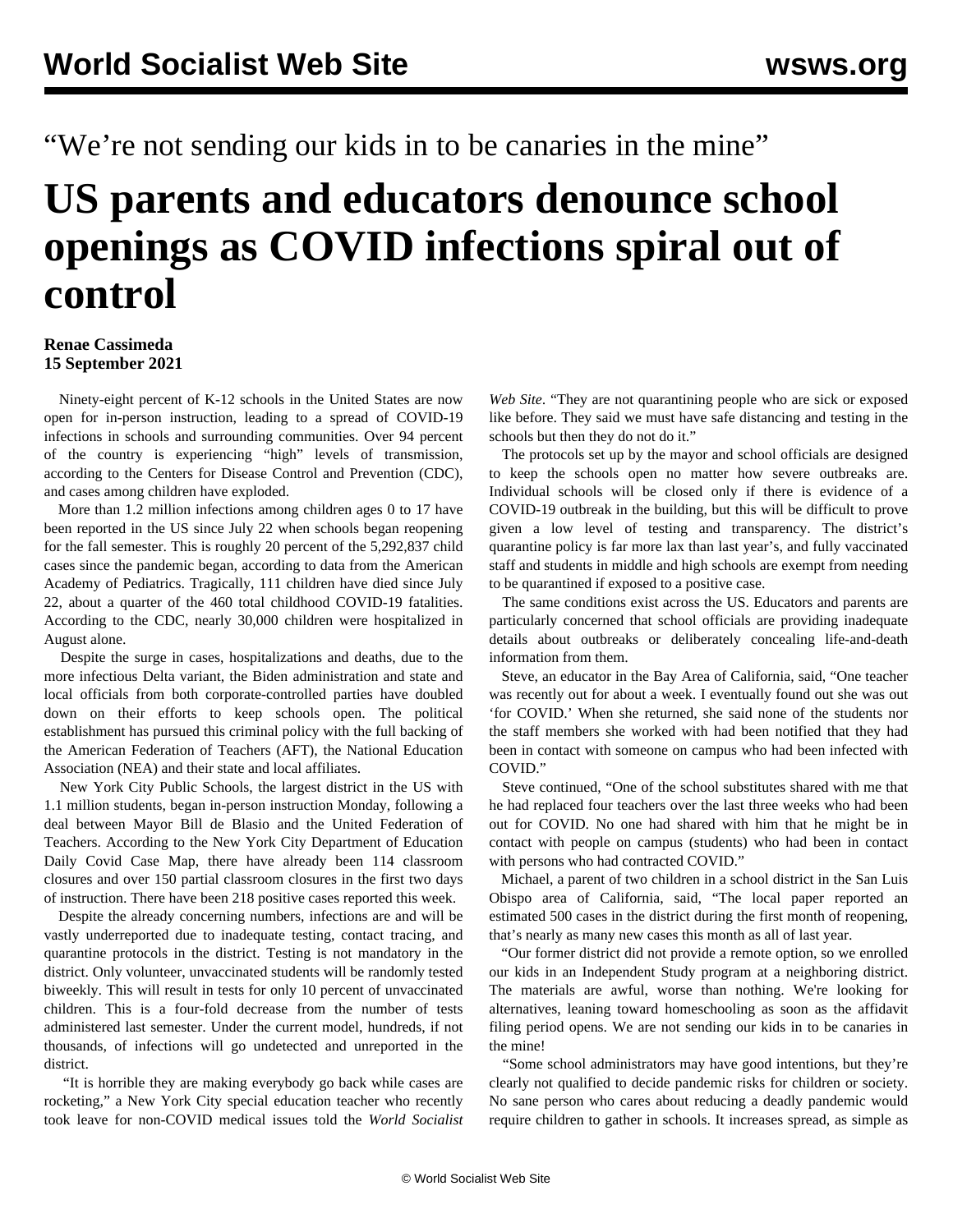“We’re not sending our kids in to be canaries in the mine”

# US parents and educators denounce school openings as COVID infections spiral out of control

**Renae Cassimeda**
**15 September 2021**

Ninety-eight percent of K-12 schools in the United States are now open for in-person instruction, leading to a spread of COVID-19 infections in schools and surrounding communities. Over 94 percent of the country is experiencing “high” levels of transmission, according to the Centers for Disease Control and Prevention (CDC), and cases among children have exploded.

More than 1.2 million infections among children ages 0 to 17 have been reported in the US since July 22 when schools began reopening for the fall semester. This is roughly 20 percent of the 5,292,837 child cases since the pandemic began, according to data from the American Academy of Pediatrics. Tragically, 111 children have died since July 22, about a quarter of the 460 total childhood COVID-19 fatalities. According to the CDC, nearly 30,000 children were hospitalized in August alone.

Despite the surge in cases, hospitalizations and deaths, due to the more infectious Delta variant, the Biden administration and state and local officials from both corporate-controlled parties have doubled down on their efforts to keep schools open. The political establishment has pursued this criminal policy with the full backing of the American Federation of Teachers (AFT), the National Education Association (NEA) and their state and local affiliates.

New York City Public Schools, the largest district in the US with 1.1 million students, began in-person instruction Monday, following a deal between Mayor Bill de Blasio and the United Federation of Teachers. According to the New York City Department of Education Daily Covid Case Map, there have already been 114 classroom closures and over 150 partial classroom closures in the first two days of instruction. There have been 218 positive cases reported this week.

Despite the already concerning numbers, infections are and will be vastly underreported due to inadequate testing, contact tracing, and quarantine protocols in the district. Testing is not mandatory in the district. Only volunteer, unvaccinated students will be randomly tested biweekly. This will result in tests for only 10 percent of unvaccinated children. This is a four-fold decrease from the number of tests administered last semester. Under the current model, hundreds, if not thousands, of infections will go undetected and unreported in the district.

“It is horrible they are making everybody go back while cases are rocketing,” a New York City special education teacher who recently took leave for non-COVID medical issues told the *World Socialist Web Site*. “They are not quarantining people who are sick or exposed like before. They said we must have safe distancing and testing in the schools but then they do not do it.”

The protocols set up by the mayor and school officials are designed to keep the schools open no matter how severe outbreaks are. Individual schools will be closed only if there is evidence of a COVID-19 outbreak in the building, but this will be difficult to prove given a low level of testing and transparency. The district’s quarantine policy is far more lax than last year’s, and fully vaccinated staff and students in middle and high schools are exempt from needing to be quarantined if exposed to a positive case.

The same conditions exist across the US. Educators and parents are particularly concerned that school officials are providing inadequate details about outbreaks or deliberately concealing life-and-death information from them.

Steve, an educator in the Bay Area of California, said, “One teacher was recently out for about a week. I eventually found out she was out ‘for COVID.’ When she returned, she said none of the students nor the staff members she worked with had been notified that they had been in contact with someone on campus who had been infected with COVID.”

Steve continued, “One of the school substitutes shared with me that he had replaced four teachers over the last three weeks who had been out for COVID. No one had shared with him that he might be in contact with people on campus (students) who had been in contact with persons who had contracted COVID.”

Michael, a parent of two children in a school district in the San Luis Obispo area of California, said, “The local paper reported an estimated 500 cases in the district during the first month of reopening, that’s nearly as many new cases this month as all of last year.

“Our former district did not provide a remote option, so we enrolled our kids in an Independent Study program at a neighboring district. The materials are awful, worse than nothing. We're looking for alternatives, leaning toward homeschooling as soon as the affidavit filing period opens. We are not sending our kids in to be canaries in the mine!

“Some school administrators may have good intentions, but they’re clearly not qualified to decide pandemic risks for children or society. No sane person who cares about reducing a deadly pandemic would require children to gather in schools. It increases spread, as simple as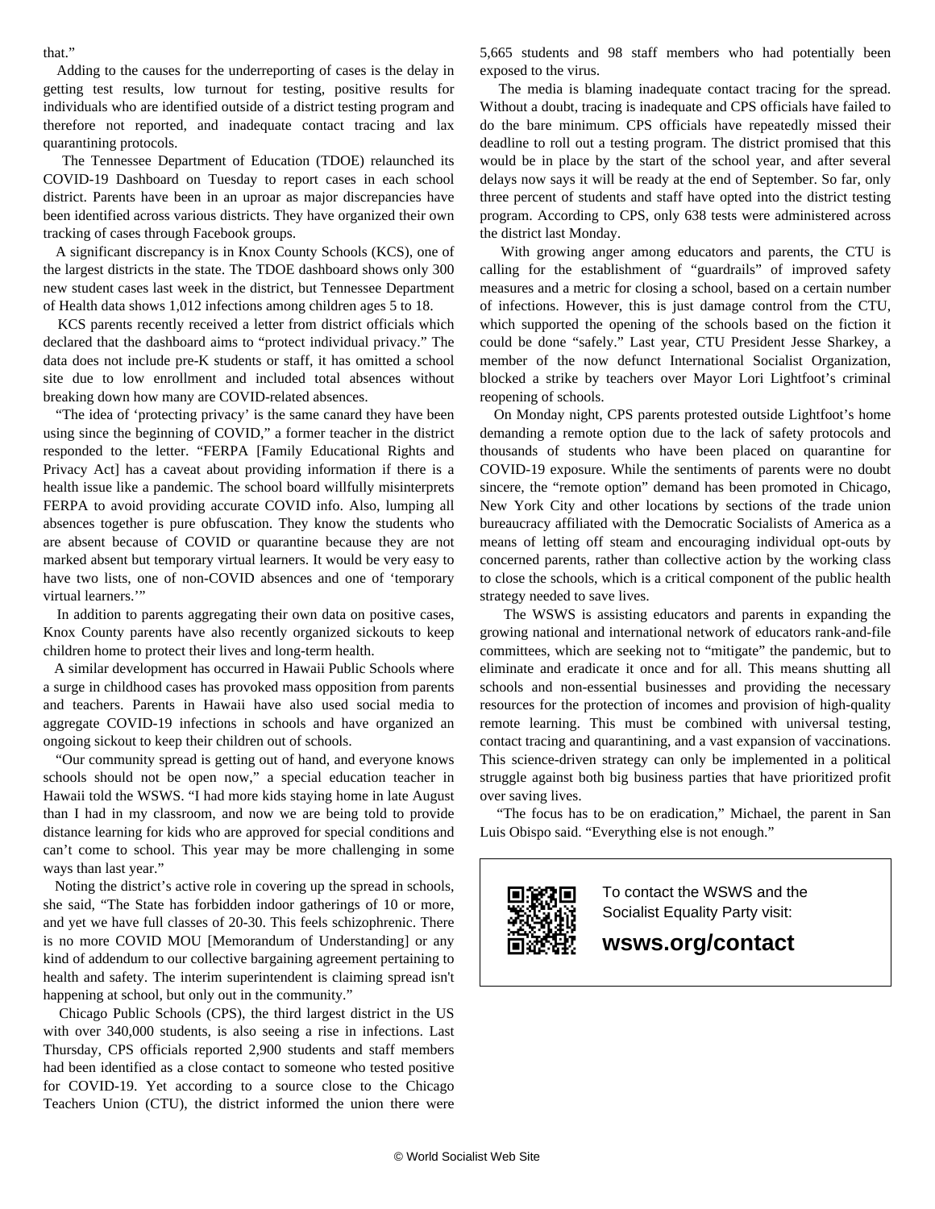that."

Adding to the causes for the underreporting of cases is the delay in getting test results, low turnout for testing, positive results for individuals who are identified outside of a district testing program and therefore not reported, and inadequate contact tracing and lax quarantining protocols.

The Tennessee Department of Education (TDOE) relaunched its COVID-19 Dashboard on Tuesday to report cases in each school district. Parents have been in an uproar as major discrepancies have been identified across various districts. They have organized their own tracking of cases through Facebook groups.

A significant discrepancy is in Knox County Schools (KCS), one of the largest districts in the state. The TDOE dashboard shows only 300 new student cases last week in the district, but Tennessee Department of Health data shows 1,012 infections among children ages 5 to 18.

KCS parents recently received a letter from district officials which declared that the dashboard aims to "protect individual privacy." The data does not include pre-K students or staff, it has omitted a school site due to low enrollment and included total absences without breaking down how many are COVID-related absences.

"The idea of 'protecting privacy' is the same canard they have been using since the beginning of COVID," a former teacher in the district responded to the letter. "FERPA [Family Educational Rights and Privacy Act] has a caveat about providing information if there is a health issue like a pandemic. The school board willfully misinterprets FERPA to avoid providing accurate COVID info. Also, lumping all absences together is pure obfuscation. They know the students who are absent because of COVID or quarantine because they are not marked absent but temporary virtual learners. It would be very easy to have two lists, one of non-COVID absences and one of 'temporary virtual learners.'"

In addition to parents aggregating their own data on positive cases, Knox County parents have also recently organized sickouts to keep children home to protect their lives and long-term health.

A similar development has occurred in Hawaii Public Schools where a surge in childhood cases has provoked mass opposition from parents and teachers. Parents in Hawaii have also used social media to aggregate COVID-19 infections in schools and have organized an ongoing sickout to keep their children out of schools.

"Our community spread is getting out of hand, and everyone knows schools should not be open now," a special education teacher in Hawaii told the WSWS. "I had more kids staying home in late August than I had in my classroom, and now we are being told to provide distance learning for kids who are approved for special conditions and can't come to school. This year may be more challenging in some ways than last year."

Noting the district's active role in covering up the spread in schools, she said, "The State has forbidden indoor gatherings of 10 or more, and yet we have full classes of 20-30. This feels schizophrenic. There is no more COVID MOU [Memorandum of Understanding] or any kind of addendum to our collective bargaining agreement pertaining to health and safety. The interim superintendent is claiming spread isn't happening at school, but only out in the community."

Chicago Public Schools (CPS), the third largest district in the US with over 340,000 students, is also seeing a rise in infections. Last Thursday, CPS officials reported 2,900 students and staff members had been identified as a close contact to someone who tested positive for COVID-19. Yet according to a source close to the Chicago Teachers Union (CTU), the district informed the union there were 5,665 students and 98 staff members who had potentially been exposed to the virus.

The media is blaming inadequate contact tracing for the spread. Without a doubt, tracing is inadequate and CPS officials have failed to do the bare minimum. CPS officials have repeatedly missed their deadline to roll out a testing program. The district promised that this would be in place by the start of the school year, and after several delays now says it will be ready at the end of September. So far, only three percent of students and staff have opted into the district testing program. According to CPS, only 638 tests were administered across the district last Monday.

With growing anger among educators and parents, the CTU is calling for the establishment of "guardrails" of improved safety measures and a metric for closing a school, based on a certain number of infections. However, this is just damage control from the CTU, which supported the opening of the schools based on the fiction it could be done "safely." Last year, CTU President Jesse Sharkey, a member of the now defunct International Socialist Organization, blocked a strike by teachers over Mayor Lori Lightfoot's criminal reopening of schools.

On Monday night, CPS parents protested outside Lightfoot's home demanding a remote option due to the lack of safety protocols and thousands of students who have been placed on quarantine for COVID-19 exposure. While the sentiments of parents were no doubt sincere, the "remote option" demand has been promoted in Chicago, New York City and other locations by sections of the trade union bureaucracy affiliated with the Democratic Socialists of America as a means of letting off steam and encouraging individual opt-outs by concerned parents, rather than collective action by the working class to close the schools, which is a critical component of the public health strategy needed to save lives.

The WSWS is assisting educators and parents in expanding the growing national and international network of educators rank-and-file committees, which are seeking not to "mitigate" the pandemic, but to eliminate and eradicate it once and for all. This means shutting all schools and non-essential businesses and providing the necessary resources for the protection of incomes and provision of high-quality remote learning. This must be combined with universal testing, contact tracing and quarantining, and a vast expansion of vaccinations. This science-driven strategy can only be implemented in a political struggle against both big business parties that have prioritized profit over saving lives.

"The focus has to be on eradication," Michael, the parent in San Luis Obispo said. "Everything else is not enough."

To contact the WSWS and the Socialist Equality Party visit:

**wsws.org/contact**